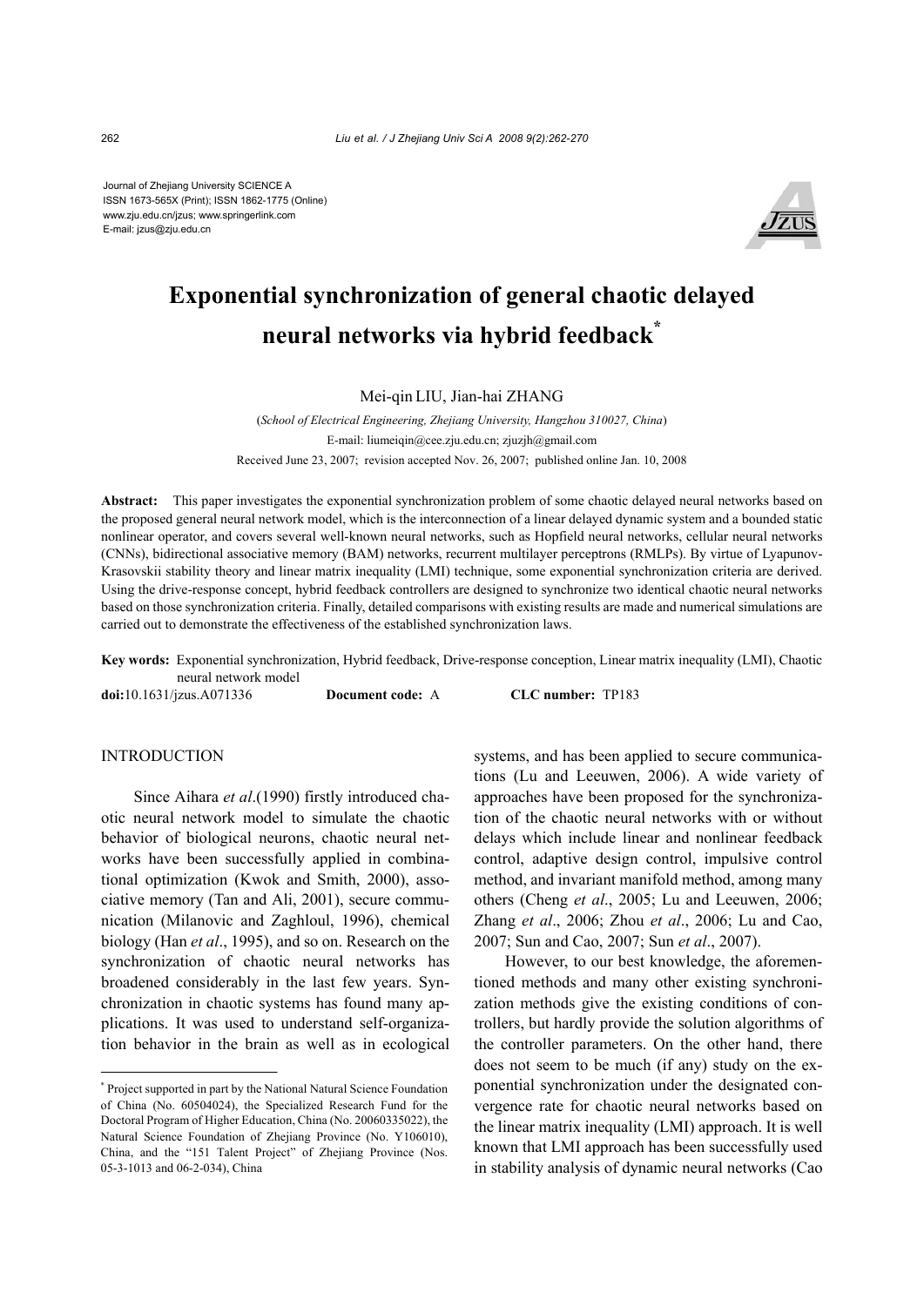Journal of Zhejiang University SCIENCE A
ISSN 1673-565X (Print); ISSN 1862-1775 (Online)
www.zju.edu.cn/jzus; www.springerlink.com
E-mail: jzus@zju.edu.cn

# Exponential synchronization of general chaotic delayed neural networks via hybrid feedback*

Mei-qin LIU, Jian-hai ZHANG

(*School of Electrical Engineering, Zhejiang University, Hangzhou 310027, China*)

E-mail: liumeiqin@cee.zju.edu.cn; zjuzjh@gmail.com

Received June 23, 2007; revision accepted Nov. 26, 2007; published online Jan. 10, 2008

**Abstract:** This paper investigates the exponential synchronization problem of some chaotic delayed neural networks based on the proposed general neural network model, which is the interconnection of a linear delayed dynamic system and a bounded static nonlinear operator, and covers several well-known neural networks, such as Hopfield neural networks, cellular neural networks (CNNs), bidirectional associative memory (BAM) networks, recurrent multilayer perceptrons (RMLPs). By virtue of Lyapunov-Krasovskii stability theory and linear matrix inequality (LMI) technique, some exponential synchronization criteria are derived. Using the drive-response concept, hybrid feedback controllers are designed to synchronize two identical chaotic neural networks based on those synchronization criteria. Finally, detailed comparisons with existing results are made and numerical simulations are carried out to demonstrate the effectiveness of the established synchronization laws.

**Key words:** Exponential synchronization, Hybrid feedback, Drive-response conception, Linear matrix inequality (LMI), Chaotic neural network model

**doi:**10.1631/jzus.A071336 **Document code:** A **CLC number:** TP183

## INTRODUCTION

Since Aihara *et al*.(1990) firstly introduced chaotic neural network model to simulate the chaotic behavior of biological neurons, chaotic neural networks have been successfully applied in combinational optimization (Kwok and Smith, 2000), associative memory (Tan and Ali, 2001), secure communication (Milanovic and Zaghloul, 1996), chemical biology (Han *et al*., 1995), and so on. Research on the synchronization of chaotic neural networks has broadened considerably in the last few years. Synchronization in chaotic systems has found many applications. It was used to understand self-organization behavior in the brain as well as in ecological systems, and has been applied to secure communications (Lu and Leeuwen, 2006). A wide variety of approaches have been proposed for the synchronization of the chaotic neural networks with or without delays which include linear and nonlinear feedback control, adaptive design control, impulsive control method, and invariant manifold method, among many others (Cheng *et al*., 2005; Lu and Leeuwen, 2006; Zhang *et al*., 2006; Zhou *et al*., 2006; Lu and Cao, 2007; Sun and Cao, 2007; Sun *et al*., 2007).

However, to our best knowledge, the aforementioned methods and many other existing synchronization methods give the existing conditions of controllers, but hardly provide the solution algorithms of the controller parameters. On the other hand, there does not seem to be much (if any) study on the exponential synchronization under the designated convergence rate for chaotic neural networks based on the linear matrix inequality (LMI) approach. It is well known that LMI approach has been successfully used in stability analysis of dynamic neural networks (Cao

---

* Project supported in part by the National Natural Science Foundation of China (No. 60504024), the Specialized Research Fund for the Doctoral Program of Higher Education, China (No. 20060335022), the Natural Science Foundation of Zhejiang Province (No. Y106010), China, and the "151 Talent Project" of Zhejiang Province (Nos. 05-3-1013 and 06-2-034), China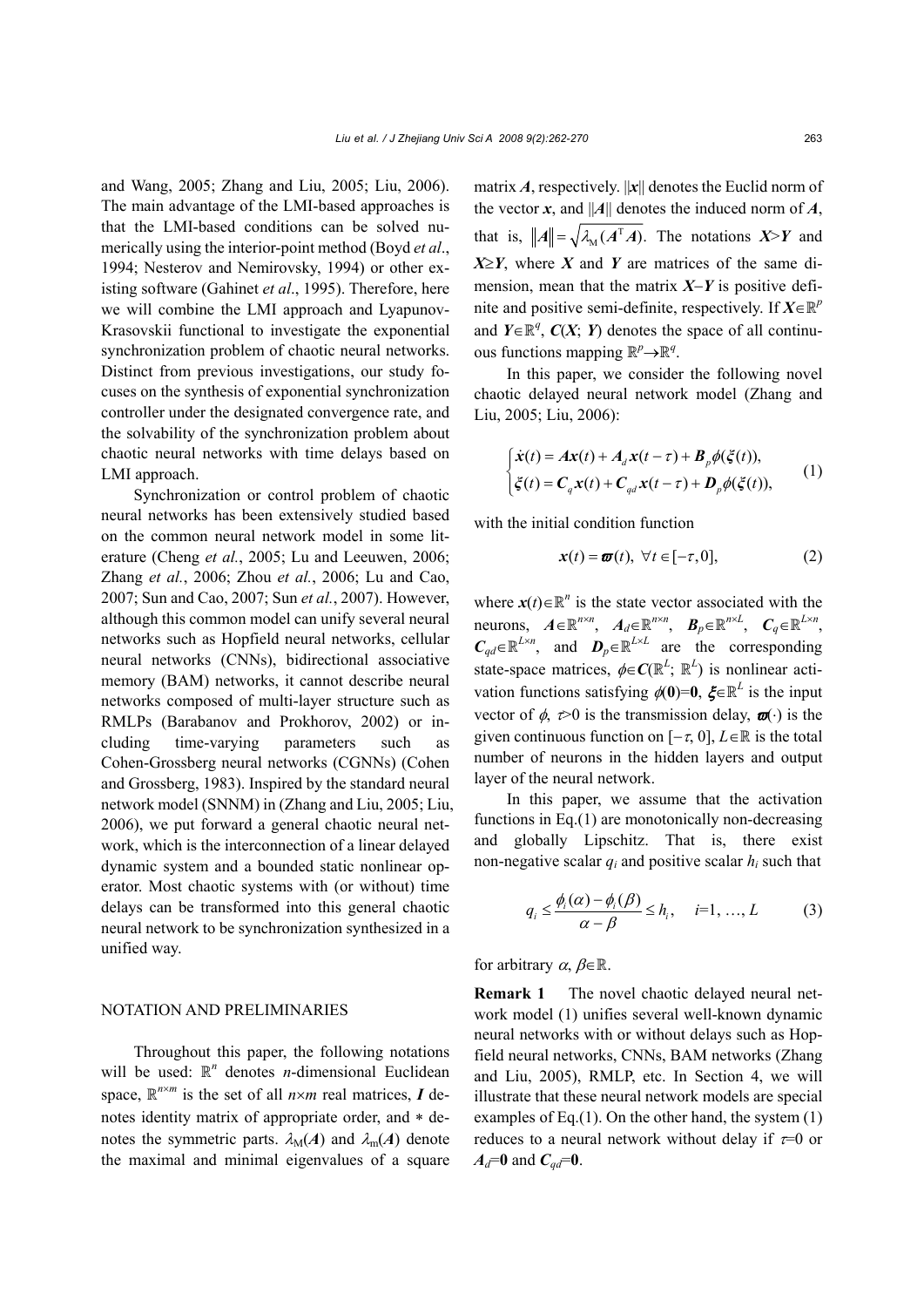and Wang, 2005; Zhang and Liu, 2005; Liu, 2006). The main advantage of the LMI-based approaches is that the LMI-based conditions can be solved numerically using the interior-point method (Boyd *et al*., 1994; Nesterov and Nemirovsky, 1994) or other existing software (Gahinet *et al*., 1995). Therefore, here we will combine the LMI approach and Lyapunov-Krasovskii functional to investigate the exponential synchronization problem of chaotic neural networks. Distinct from previous investigations, our study focuses on the synthesis of exponential synchronization controller under the designated convergence rate, and the solvability of the synchronization problem about chaotic neural networks with time delays based on LMI approach.

Synchronization or control problem of chaotic neural networks has been extensively studied based on the common neural network model in some literature (Cheng *et al.*, 2005; Lu and Leeuwen, 2006; Zhang *et al.*, 2006; Zhou *et al.*, 2006; Lu and Cao, 2007; Sun and Cao, 2007; Sun *et al.*, 2007). However, although this common model can unify several neural networks such as Hopfield neural networks, cellular neural networks (CNNs), bidirectional associative memory (BAM) networks, it cannot describe neural networks composed of multi-layer structure such as RMLPs (Barabanov and Prokhorov, 2002) or including time-varying parameters such as Cohen-Grossberg neural networks (CGNNs) (Cohen and Grossberg, 1983). Inspired by the standard neural network model (SNNM) in (Zhang and Liu, 2005; Liu, 2006), we put forward a general chaotic neural network, which is the interconnection of a linear delayed dynamic system and a bounded static nonlinear operator. Most chaotic systems with (or without) time delays can be transformed into this general chaotic neural network to be synchronization synthesized in a unified way.

## NOTATION AND PRELIMINARIES

Throughout this paper, the following notations will be used: $\mathbb{R}^n$ denotes $n$-dimensional Euclidean space, $\mathbb{R}^{n\times m}$ is the set of all $n\times m$ real matrices, $\boldsymbol{I}$ denotes identity matrix of appropriate order, and $*$ denotes the symmetric parts. $\lambda_{\mathrm{M}}(\boldsymbol{A})$ and $\lambda_{\mathrm{m}}(\boldsymbol{A})$ denote the maximal and minimal eigenvalues of a square matrix $\boldsymbol{A}$, respectively. $\|\boldsymbol{x}\|$ denotes the Euclid norm of the vector $\boldsymbol{x}$, and $\|\boldsymbol{A}\|$ denotes the induced norm of $\boldsymbol{A}$, that is, $\|\boldsymbol{A}\|=\sqrt{\lambda_{\mathrm{M}}(\boldsymbol{A}^{\mathrm{T}}\boldsymbol{A})}$. The notations $\boldsymbol{X}>\boldsymbol{Y}$ and $\boldsymbol{X}\geq\boldsymbol{Y}$, where $\boldsymbol{X}$ and $\boldsymbol{Y}$ are matrices of the same dimension, mean that the matrix $\boldsymbol{X}-\boldsymbol{Y}$ is positive definite and positive semi-definite, respectively. If $\boldsymbol{X}\in\mathbb{R}^p$ and $\boldsymbol{Y}\in\mathbb{R}^q$, $\boldsymbol{C}(\boldsymbol{X};\boldsymbol{Y})$ denotes the space of all continuous functions mapping $\mathbb{R}^p\rightarrow\mathbb{R}^q$.

In this paper, we consider the following novel chaotic delayed neural network model (Zhang and Liu, 2005; Liu, 2006):

$$
\begin{cases}
\dot{\boldsymbol{x}}(t)=\boldsymbol{A}\boldsymbol{x}(t)+\boldsymbol{A}_d\boldsymbol{x}(t-\tau)+\boldsymbol{B}_p\phi(\boldsymbol{\xi}(t)),\\
\boldsymbol{\xi}(t)=\boldsymbol{C}_q\boldsymbol{x}(t)+\boldsymbol{C}_{qd}\boldsymbol{x}(t-\tau)+\boldsymbol{D}_p\phi(\boldsymbol{\xi}(t)),
\end{cases}
\tag{1}
$$

with the initial condition function

$$
\boldsymbol{x}(t)=\boldsymbol{\varpi}(t),\ \forall t\in[-\tau,0],
\tag{2}
$$

where $\boldsymbol{x}(t)\in\mathbb{R}^n$ is the state vector associated with the neurons, $\boldsymbol{A}\in\mathbb{R}^{n\times n}$, $\boldsymbol{A}_d\in\mathbb{R}^{n\times n}$, $\boldsymbol{B}_p\in\mathbb{R}^{n\times L}$, $\boldsymbol{C}_q\in\mathbb{R}^{L\times n}$, $\boldsymbol{C}_{qd}\in\mathbb{R}^{L\times n}$, and $\boldsymbol{D}_p\in\mathbb{R}^{L\times L}$ are the corresponding state-space matrices, $\phi\in\boldsymbol{C}(\mathbb{R}^L;\mathbb{R}^L)$ is nonlinear activation functions satisfying $\phi(\boldsymbol{0})=\boldsymbol{0}$, $\boldsymbol{\xi}\in\mathbb{R}^L$ is the input vector of $\phi$, $\tau>0$ is the transmission delay, $\boldsymbol{\varpi}(\cdot)$ is the given continuous function on $[-\tau,0]$, $L\in\mathbb{R}$ is the total number of neurons in the hidden layers and output layer of the neural network.

In this paper, we assume that the activation functions in Eq.(1) are monotonically non-decreasing and globally Lipschitz. That is, there exist non-negative scalar $q_i$ and positive scalar $h_i$ such that

$$
q_i\leq\frac{\phi_i(\alpha)-\phi_i(\beta)}{\alpha-\beta}\leq h_i,\quad i=1,\ldots,L
\tag{3}
$$

for arbitrary $\alpha,\beta\in\mathbb{R}$.

**Remark 1** The novel chaotic delayed neural network model (1) unifies several well-known dynamic neural networks with or without delays such as Hopfield neural networks, CNNs, BAM networks (Zhang and Liu, 2005), RMLP, etc. In Section 4, we will illustrate that these neural network models are special examples of Eq.(1). On the other hand, the system (1) reduces to a neural network without delay if $\tau=0$ or $\boldsymbol{A}_d=\boldsymbol{0}$ and $\boldsymbol{C}_{qd}=\boldsymbol{0}$.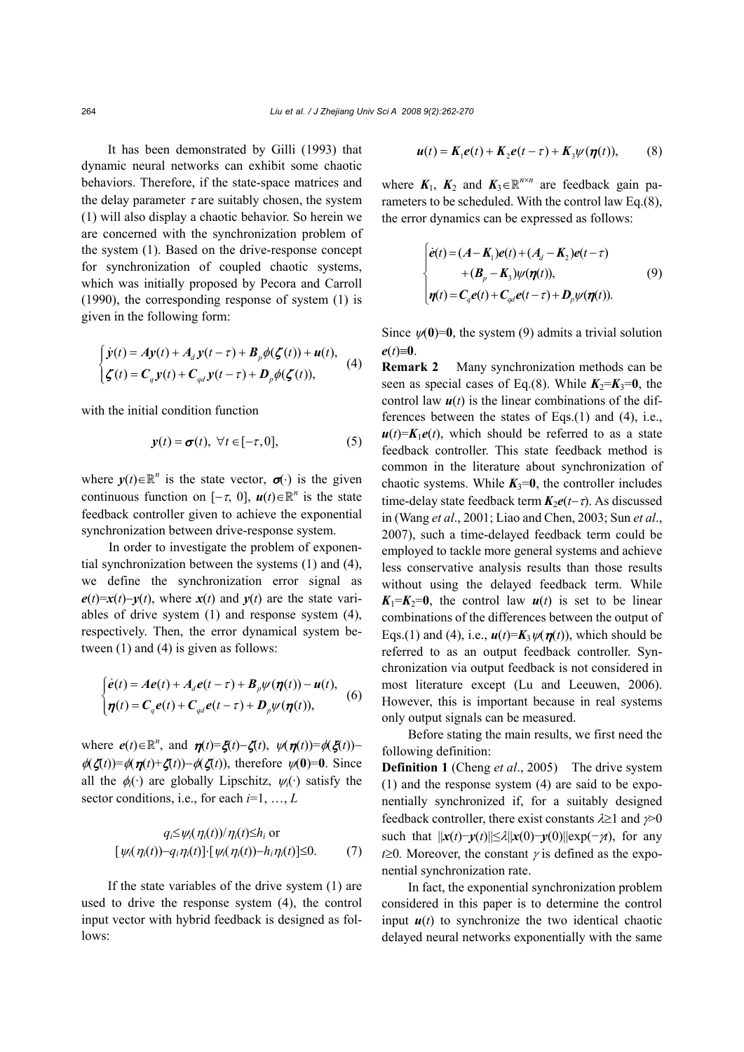It has been demonstrated by Gilli (1993) that dynamic neural networks can exhibit some chaotic behaviors. Therefore, if the state-space matrices and the delay parameter $\tau$ are suitably chosen, the system (1) will also display a chaotic behavior. So herein we are concerned with the synchronization problem of the system (1). Based on the drive-response concept for synchronization of coupled chaotic systems, which was initially proposed by Pecora and Carroll (1990), the corresponding response of system (1) is given in the following form:

$$\begin{cases} \dot{\boldsymbol{y}}(t) = \boldsymbol{A}\boldsymbol{y}(t) + \boldsymbol{A}_d \boldsymbol{y}(t-\tau) + \boldsymbol{B}_p \phi(\boldsymbol{\zeta}(t)) + \boldsymbol{u}(t), \\ \boldsymbol{\zeta}(t) = \boldsymbol{C}_q \boldsymbol{y}(t) + \boldsymbol{C}_{qd} \boldsymbol{y}(t-\tau) + \boldsymbol{D}_p \phi(\boldsymbol{\zeta}(t)), \end{cases} \tag{4}$$

with the initial condition function

$$\boldsymbol{y}(t) = \boldsymbol{\sigma}(t), \ \forall t \in [-\tau, 0], \tag{5}$$

where $\boldsymbol{y}(t) \in \mathbb{R}^n$ is the state vector, $\boldsymbol{\sigma}(\cdot)$ is the given continuous function on $[-\tau, 0]$, $\boldsymbol{u}(t) \in \mathbb{R}^n$ is the state feedback controller given to achieve the exponential synchronization between drive-response system.

In order to investigate the problem of exponential synchronization between the systems (1) and (4), we define the synchronization error signal as $\boldsymbol{e}(t)=\boldsymbol{x}(t)-\boldsymbol{y}(t)$, where $\boldsymbol{x}(t)$ and $\boldsymbol{y}(t)$ are the state variables of drive system (1) and response system (4), respectively. Then, the error dynamical system between (1) and (4) is given as follows:

$$\begin{cases} \dot{\boldsymbol{e}}(t) = \boldsymbol{A}\boldsymbol{e}(t) + \boldsymbol{A}_d \boldsymbol{e}(t-\tau) + \boldsymbol{B}_p \psi(\boldsymbol{\eta}(t)) - \boldsymbol{u}(t), \\ \boldsymbol{\eta}(t) = \boldsymbol{C}_q \boldsymbol{e}(t) + \boldsymbol{C}_{qd} \boldsymbol{e}(t-\tau) + \boldsymbol{D}_p \psi(\boldsymbol{\eta}(t)), \end{cases} \tag{6}$$

where $\boldsymbol{e}(t) \in \mathbb{R}^n$, and $\boldsymbol{\eta}(t)=\boldsymbol{\xi}(t)-\boldsymbol{\zeta}(t)$, $\psi(\boldsymbol{\eta}(t))=\phi(\boldsymbol{\xi}(t))-\phi(\boldsymbol{\zeta}(t))=\phi(\boldsymbol{\eta}(t)+\boldsymbol{\zeta}(t))-\phi(\boldsymbol{\zeta}(t))$, therefore $\psi(\boldsymbol{0})=\boldsymbol{0}$. Since all the $\phi_i(\cdot)$ are globally Lipschitz, $\psi_i(\cdot)$ satisfy the sector conditions, i.e., for each $i=1, \ldots, L$

$$q_i \le \psi_i(\eta_i(t))/\eta_i(t) \le h_i \text{ or}$$
$$[\psi_i(\eta_i(t))-q_i\eta_i(t)]\cdot[\psi_i(\eta_i(t))-h_i\eta_i(t)] \le 0. \tag{7}$$

If the state variables of the drive system (1) are used to drive the response system (4), the control input vector with hybrid feedback is designed as follows:

$$\boldsymbol{u}(t) = \boldsymbol{K}_1 \boldsymbol{e}(t) + \boldsymbol{K}_2 \boldsymbol{e}(t-\tau) + \boldsymbol{K}_3 \psi(\boldsymbol{\eta}(t)), \tag{8}$$

where $\boldsymbol{K}_1$, $\boldsymbol{K}_2$ and $\boldsymbol{K}_3 \in \mathbb{R}^{n\times n}$ are feedback gain parameters to be scheduled. With the control law Eq.(8), the error dynamics can be expressed as follows:

$$\begin{cases} \dot{\boldsymbol{e}}(t) = (\boldsymbol{A}-\boldsymbol{K}_1)\boldsymbol{e}(t) + (\boldsymbol{A}_d - \boldsymbol{K}_2)\boldsymbol{e}(t-\tau) \\ \qquad + (\boldsymbol{B}_p - \boldsymbol{K}_3)\psi(\boldsymbol{\eta}(t)), \\ \boldsymbol{\eta}(t) = \boldsymbol{C}_q \boldsymbol{e}(t) + \boldsymbol{C}_{qd} \boldsymbol{e}(t-\tau) + \boldsymbol{D}_p \psi(\boldsymbol{\eta}(t)). \end{cases} \tag{9}$$

Since $\psi(\boldsymbol{0})=\boldsymbol{0}$, the system (9) admits a trivial solution $\boldsymbol{e}(t)\equiv\boldsymbol{0}$.

**Remark 2** Many synchronization methods can be seen as special cases of Eq.(8). While $\boldsymbol{K}_2=\boldsymbol{K}_3=\boldsymbol{0}$, the control law $\boldsymbol{u}(t)$ is the linear combinations of the differences between the states of Eqs.(1) and (4), i.e., $\boldsymbol{u}(t)=\boldsymbol{K}_1\boldsymbol{e}(t)$, which should be referred to as a state feedback controller. This state feedback method is common in the literature about synchronization of chaotic systems. While $\boldsymbol{K}_3=\boldsymbol{0}$, the controller includes time-delay state feedback term $\boldsymbol{K}_2\boldsymbol{e}(t-\tau)$. As discussed in (Wang *et al*., 2001; Liao and Chen, 2003; Sun *et al*., 2007), such a time-delayed feedback term could be employed to tackle more general systems and achieve less conservative analysis results than those results without using the delayed feedback term. While $\boldsymbol{K}_1=\boldsymbol{K}_2=\boldsymbol{0}$, the control law $\boldsymbol{u}(t)$ is set to be linear combinations of the differences between the output of Eqs.(1) and (4), i.e., $\boldsymbol{u}(t)=\boldsymbol{K}_3\psi(\boldsymbol{\eta}(t))$, which should be referred to as an output feedback controller. Synchronization via output feedback is not considered in most literature except (Lu and Leeuwen, 2006). However, this is important because in real systems only output signals can be measured.

Before stating the main results, we first need the following definition:

**Definition 1** (Cheng *et al*., 2005) The drive system (1) and the response system (4) are said to be exponentially synchronized if, for a suitably designed feedback controller, there exist constants $\lambda\ge 1$ and $\gamma>0$ such that $\|\boldsymbol{x}(t)-\boldsymbol{y}(t)\| \le \lambda\|\boldsymbol{x}(0)-\boldsymbol{y}(0)\|\exp(-\gamma t)$, for any $t\ge 0$. Moreover, the constant $\gamma$ is defined as the exponential synchronization rate.

In fact, the exponential synchronization problem considered in this paper is to determine the control input $\boldsymbol{u}(t)$ to synchronize the two identical chaotic delayed neural networks exponentially with the same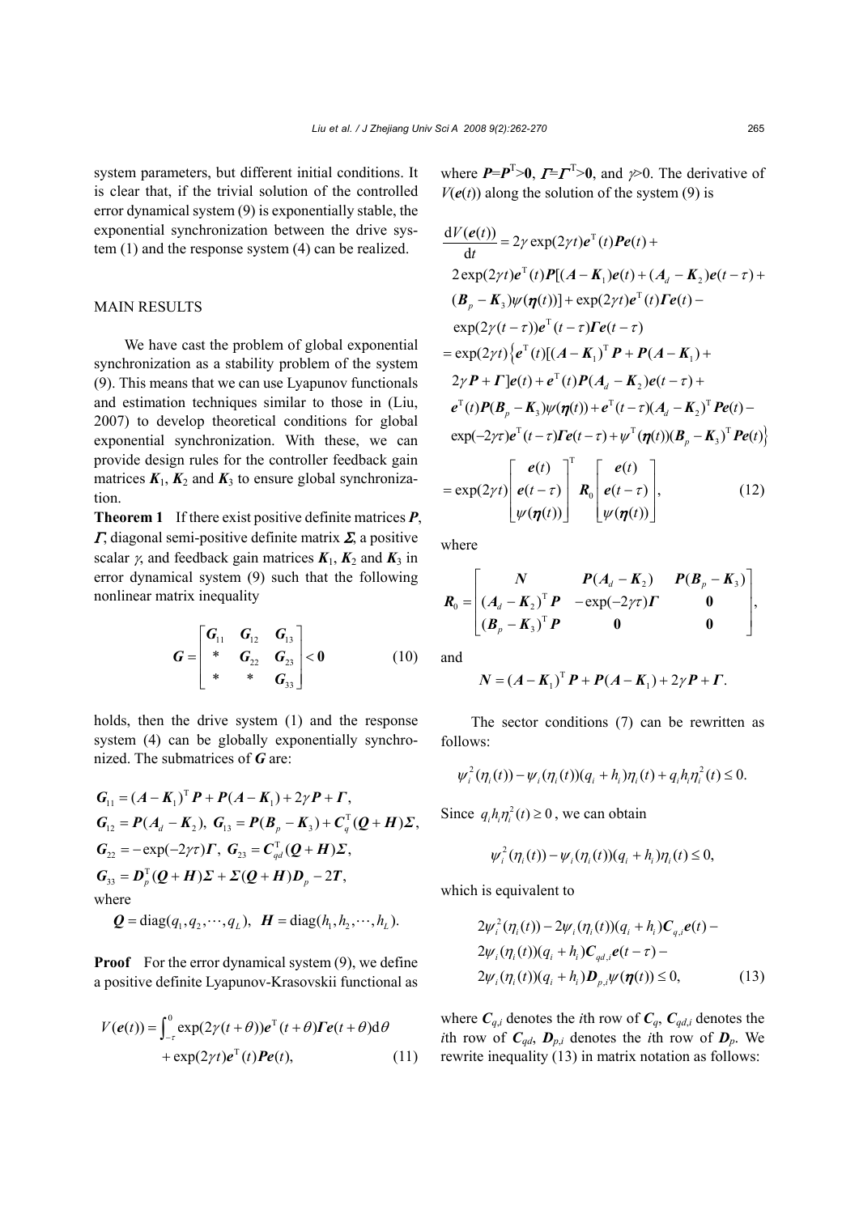system parameters, but different initial conditions. It is clear that, if the trivial solution of the controlled error dynamical system (9) is exponentially stable, the exponential synchronization between the drive system (1) and the response system (4) can be realized.

## MAIN RESULTS

We have cast the problem of global exponential synchronization as a stability problem of the system (9). This means that we can use Lyapunov functionals and estimation techniques similar to those in (Liu, 2007) to develop theoretical conditions for global exponential synchronization. With these, we can provide design rules for the controller feedback gain matrices $\boldsymbol{K}_1$, $\boldsymbol{K}_2$ and $\boldsymbol{K}_3$ to ensure global synchronization.

**Theorem 1** If there exist positive definite matrices $\boldsymbol{P}$, $\boldsymbol{\Gamma}$, diagonal semi-positive definite matrix $\boldsymbol{\Sigma}$, a positive scalar $\gamma$, and feedback gain matrices $\boldsymbol{K}_1$, $\boldsymbol{K}_2$ and $\boldsymbol{K}_3$ in error dynamical system (9) such that the following nonlinear matrix inequality

$$\boldsymbol{G} = \begin{bmatrix} \boldsymbol{G}_{11} & \boldsymbol{G}_{12} & \boldsymbol{G}_{13} \\ * & \boldsymbol{G}_{22} & \boldsymbol{G}_{23} \\ * & * & \boldsymbol{G}_{33} \end{bmatrix} < \boldsymbol{0} \tag{10}$$

holds, then the drive system (1) and the response system (4) can be globally exponentially synchronized. The submatrices of $\boldsymbol{G}$ are:

$$\boldsymbol{G}_{11} = (\boldsymbol{A}-\boldsymbol{K}_1)^{\mathrm{T}}\boldsymbol{P} + \boldsymbol{P}(\boldsymbol{A}-\boldsymbol{K}_1) + 2\gamma\boldsymbol{P} + \boldsymbol{\Gamma},$$

$$\boldsymbol{G}_{12} = \boldsymbol{P}(\boldsymbol{A}_d-\boldsymbol{K}_2),\ \boldsymbol{G}_{13} = \boldsymbol{P}(\boldsymbol{B}_p-\boldsymbol{K}_3) + \boldsymbol{C}_q^{\mathrm{T}}(\boldsymbol{Q}+\boldsymbol{H})\boldsymbol{\Sigma},$$

$$\boldsymbol{G}_{22} = -\exp(-2\gamma\tau)\boldsymbol{\Gamma},\ \boldsymbol{G}_{23} = \boldsymbol{C}_{qd}^{\mathrm{T}}(\boldsymbol{Q}+\boldsymbol{H})\boldsymbol{\Sigma},$$

$$\boldsymbol{G}_{33} = \boldsymbol{D}_p^{\mathrm{T}}(\boldsymbol{Q}+\boldsymbol{H})\boldsymbol{\Sigma} + \boldsymbol{\Sigma}(\boldsymbol{Q}+\boldsymbol{H})\boldsymbol{D}_p - 2\boldsymbol{T},$$

where

$$\boldsymbol{Q} = \mathrm{diag}(q_1, q_2, \cdots, q_L),\quad \boldsymbol{H} = \mathrm{diag}(h_1, h_2, \cdots, h_L).$$

**Proof** For the error dynamical system (9), we define a positive definite Lyapunov-Krasovskii functional as

$$V(\boldsymbol{e}(t)) = \int_{-\tau}^{0} \exp(2\gamma(t+\theta))\boldsymbol{e}^{\mathrm{T}}(t+\theta)\boldsymbol{\Gamma}\boldsymbol{e}(t+\theta)\mathrm{d}\theta + \exp(2\gamma t)\boldsymbol{e}^{\mathrm{T}}(t)\boldsymbol{P}\boldsymbol{e}(t), \tag{11}$$

where $\boldsymbol{P}=\boldsymbol{P}^{\mathrm{T}}>\boldsymbol{0}$, $\boldsymbol{\Gamma}=\boldsymbol{\Gamma}^{\mathrm{T}}>\boldsymbol{0}$, and $\gamma>0$. The derivative of $V(\boldsymbol{e}(t))$ along the solution of the system (9) is

$$\begin{aligned}
\frac{\mathrm{d}V(\boldsymbol{e}(t))}{\mathrm{d}t} &= 2\gamma\exp(2\gamma t)\boldsymbol{e}^{\mathrm{T}}(t)\boldsymbol{P}\boldsymbol{e}(t) + \\
&\quad 2\exp(2\gamma t)\boldsymbol{e}^{\mathrm{T}}(t)\boldsymbol{P}[(\boldsymbol{A}-\boldsymbol{K}_1)\boldsymbol{e}(t) + (\boldsymbol{A}_d-\boldsymbol{K}_2)\boldsymbol{e}(t-\tau) + \\
&\quad (\boldsymbol{B}_p-\boldsymbol{K}_3)\psi(\boldsymbol{\eta}(t))] + \exp(2\gamma t)\boldsymbol{e}^{\mathrm{T}}(t)\boldsymbol{\Gamma}\boldsymbol{e}(t) - \\
&\quad \exp(2\gamma(t-\tau))\boldsymbol{e}^{\mathrm{T}}(t-\tau)\boldsymbol{\Gamma}\boldsymbol{e}(t-\tau) \\
&= \exp(2\gamma t)\big\{\boldsymbol{e}^{\mathrm{T}}(t)[(\boldsymbol{A}-\boldsymbol{K}_1)^{\mathrm{T}}\boldsymbol{P} + \boldsymbol{P}(\boldsymbol{A}-\boldsymbol{K}_1) + \\
&\quad 2\gamma\boldsymbol{P} + \boldsymbol{\Gamma}]\boldsymbol{e}(t) + \boldsymbol{e}^{\mathrm{T}}(t)\boldsymbol{P}(\boldsymbol{A}_d-\boldsymbol{K}_2)\boldsymbol{e}(t-\tau) + \\
&\quad \boldsymbol{e}^{\mathrm{T}}(t)\boldsymbol{P}(\boldsymbol{B}_p-\boldsymbol{K}_3)\psi(\boldsymbol{\eta}(t)) + \boldsymbol{e}^{\mathrm{T}}(t-\tau)(\boldsymbol{A}_d-\boldsymbol{K}_2)^{\mathrm{T}}\boldsymbol{P}\boldsymbol{e}(t) - \\
&\quad \exp(-2\gamma\tau)\boldsymbol{e}^{\mathrm{T}}(t-\tau)\boldsymbol{\Gamma}\boldsymbol{e}(t-\tau) + \psi^{\mathrm{T}}(\boldsymbol{\eta}(t))(\boldsymbol{B}_p-\boldsymbol{K}_3)^{\mathrm{T}}\boldsymbol{P}\boldsymbol{e}(t)\big\} \\
&= \exp(2\gamma t)\begin{bmatrix} \boldsymbol{e}(t) \\ \boldsymbol{e}(t-\tau) \\ \psi(\boldsymbol{\eta}(t)) \end{bmatrix}^{\mathrm{T}} \boldsymbol{R}_0 \begin{bmatrix} \boldsymbol{e}(t) \\ \boldsymbol{e}(t-\tau) \\ \psi(\boldsymbol{\eta}(t)) \end{bmatrix},
\end{aligned} \tag{12}$$

where

$$\boldsymbol{R}_0 = \begin{bmatrix} \boldsymbol{N} & \boldsymbol{P}(\boldsymbol{A}_d-\boldsymbol{K}_2) & \boldsymbol{P}(\boldsymbol{B}_p-\boldsymbol{K}_3) \\ (\boldsymbol{A}_d-\boldsymbol{K}_2)^{\mathrm{T}}\boldsymbol{P} & -\exp(-2\gamma\tau)\boldsymbol{\Gamma} & \boldsymbol{0} \\ (\boldsymbol{B}_p-\boldsymbol{K}_3)^{\mathrm{T}}\boldsymbol{P} & \boldsymbol{0} & \boldsymbol{0} \end{bmatrix},$$

and

$$\boldsymbol{N} = (\boldsymbol{A}-\boldsymbol{K}_1)^{\mathrm{T}}\boldsymbol{P} + \boldsymbol{P}(\boldsymbol{A}-\boldsymbol{K}_1) + 2\gamma\boldsymbol{P} + \boldsymbol{\Gamma}.$$

The sector conditions (7) can be rewritten as follows:

$$\psi_i^2(\eta_i(t)) - \psi_i(\eta_i(t))(q_i+h_i)\eta_i(t) + q_ih_i\eta_i^2(t) \le 0.$$

Since $q_ih_i\eta_i^2(t) \ge 0$, we can obtain

$$\psi_i^2(\eta_i(t)) - \psi_i(\eta_i(t))(q_i+h_i)\eta_i(t) \le 0,$$

which is equivalent to

$$\begin{aligned}
&2\psi_i^2(\eta_i(t)) - 2\psi_i(\eta_i(t))(q_i+h_i)\boldsymbol{C}_{q,i}\boldsymbol{e}(t) - \\
&2\psi_i(\eta_i(t))(q_i+h_i)\boldsymbol{C}_{qd,i}\boldsymbol{e}(t-\tau) - \\
&2\psi_i(\eta_i(t))(q_i+h_i)\boldsymbol{D}_{p,i}\psi(\boldsymbol{\eta}(t)) \le 0,
\end{aligned} \tag{13}$$

where $\boldsymbol{C}_{q,i}$ denotes the $i$th row of $\boldsymbol{C}_q$, $\boldsymbol{C}_{qd,i}$ denotes the $i$th row of $\boldsymbol{C}_{qd}$, $\boldsymbol{D}_{p,i}$ denotes the $i$th row of $\boldsymbol{D}_p$. We rewrite inequality (13) in matrix notation as follows: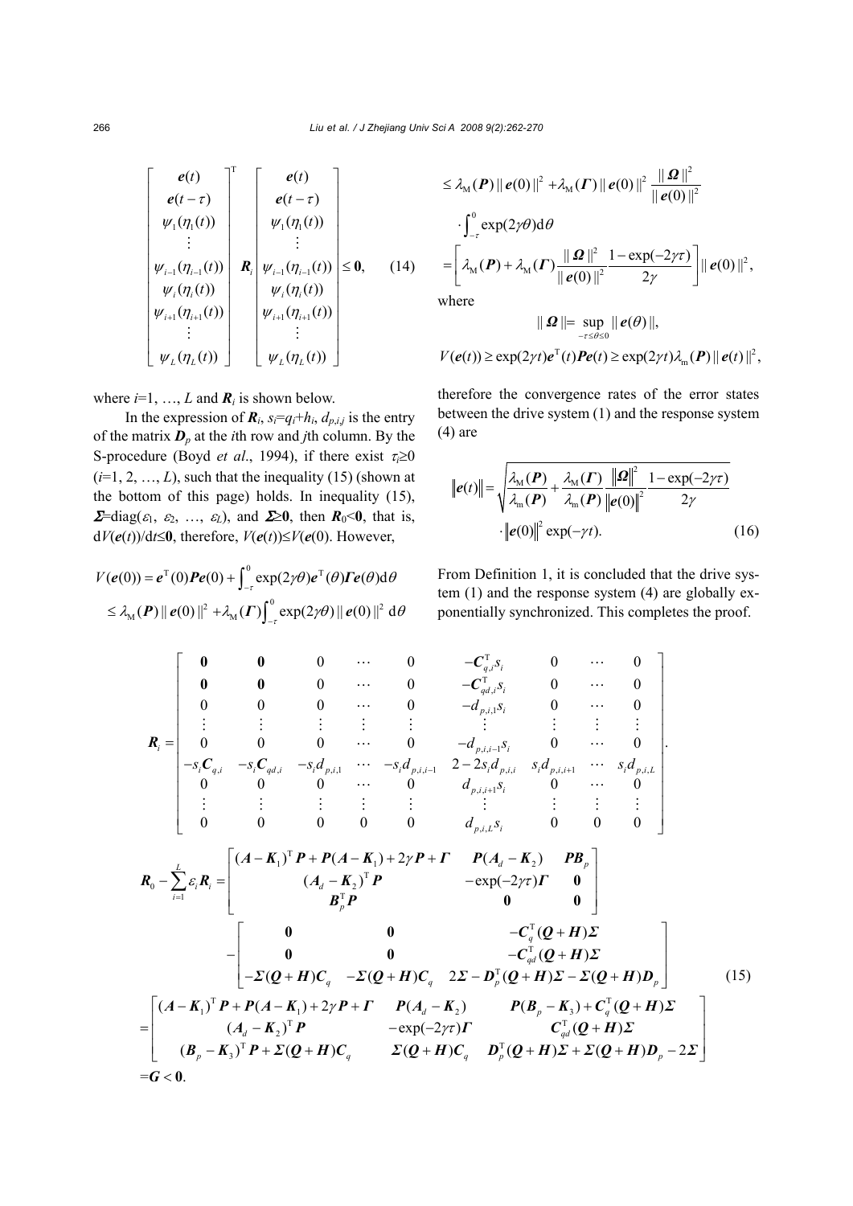$$
\begin{bmatrix} \boldsymbol{e}(t) \\ \boldsymbol{e}(t-\tau) \\ \psi_1(\eta_1(t)) \\ \vdots \\ \psi_{i-1}(\eta_{i-1}(t)) \\ \psi_i(\eta_i(t)) \\ \psi_{i+1}(\eta_{i+1}(t)) \\ \vdots \\ \psi_L(\eta_L(t)) \end{bmatrix}^{\mathrm{T}} \boldsymbol{R}_i \begin{bmatrix} \boldsymbol{e}(t) \\ \boldsymbol{e}(t-\tau) \\ \psi_1(\eta_1(t)) \\ \vdots \\ \psi_{i-1}(\eta_{i-1}(t)) \\ \psi_i(\eta_i(t)) \\ \psi_{i+1}(\eta_{i+1}(t)) \\ \vdots \\ \psi_L(\eta_L(t)) \end{bmatrix} \le \boldsymbol{0}, \quad (14)
$$

where $i=1, \ldots, L$ and $\boldsymbol{R}_i$ is shown below.

In the expression of $\boldsymbol{R}_i$, $s_i=q_i+h_i$, $d_{p,i,j}$ is the entry of the matrix $\boldsymbol{D}_p$ at the $i$th row and $j$th column. By the S-procedure (Boyd *et al*., 1994), if there exist $\tau_i \ge 0$ ($i=1, 2, \ldots, L$), such that the inequality (15) (shown at the bottom of this page) holds. In inequality (15), $\boldsymbol{\Sigma}=\mathrm{diag}(\varepsilon_1, \varepsilon_2, \ldots, \varepsilon_L)$, and $\boldsymbol{\Sigma} \ge \boldsymbol{0}$, then $\boldsymbol{R}_0 < \boldsymbol{0}$, that is, $\mathrm{d}V(\boldsymbol{e}(t))/\mathrm{d}t \le \boldsymbol{0}$, therefore, $V(\boldsymbol{e}(t)) \le V(\boldsymbol{e}(0))$. However,

$$
\begin{aligned}
V(\boldsymbol{e}(0)) &= \boldsymbol{e}^{\mathrm{T}}(0)\boldsymbol{P}\boldsymbol{e}(0) + \int_{-\tau}^{0} \exp(2\gamma\theta)\boldsymbol{e}^{\mathrm{T}}(\theta)\boldsymbol{\Gamma}\boldsymbol{e}(\theta)\mathrm{d}\theta \\
&\le \lambda_{\mathrm{M}}(\boldsymbol{P})\|\boldsymbol{e}(0)\|^2 + \lambda_{\mathrm{M}}(\boldsymbol{\Gamma})\int_{-\tau}^{0} \exp(2\gamma\theta)\|\boldsymbol{e}(0)\|^2\,\mathrm{d}\theta \\
&\le \lambda_{\mathrm{M}}(\boldsymbol{P})\|\boldsymbol{e}(0)\|^2 + \lambda_{\mathrm{M}}(\boldsymbol{\Gamma})\|\boldsymbol{e}(0)\|^2 \frac{\|\boldsymbol{\Omega}\|^2}{\|\boldsymbol{e}(0)\|^2} \cdot \int_{-\tau}^{0} \exp(2\gamma\theta)\mathrm{d}\theta \\
&= \left[\lambda_{\mathrm{M}}(\boldsymbol{P}) + \lambda_{\mathrm{M}}(\boldsymbol{\Gamma})\frac{\|\boldsymbol{\Omega}\|^2}{\|\boldsymbol{e}(0)\|^2}\frac{1-\exp(-2\gamma\tau)}{2\gamma}\right]\|\boldsymbol{e}(0)\|^2,
\end{aligned}
$$

where

$$
\|\boldsymbol{\Omega}\| = \sup_{-\tau \le \theta \le 0}\|\boldsymbol{e}(\theta)\|,
$$

$$
V(\boldsymbol{e}(t)) \ge \exp(2\gamma t)\boldsymbol{e}^{\mathrm{T}}(t)\boldsymbol{P}\boldsymbol{e}(t) \ge \exp(2\gamma t)\lambda_{\mathrm{m}}(\boldsymbol{P})\|\boldsymbol{e}(t)\|^2,
$$

therefore the convergence rates of the error states between the drive system (1) and the response system (4) are

$$
\|\boldsymbol{e}(t)\| = \sqrt{\frac{\lambda_{\mathrm{M}}(\boldsymbol{P})}{\lambda_{\mathrm{m}}(\boldsymbol{P})} + \frac{\lambda_{\mathrm{M}}(\boldsymbol{\Gamma})}{\lambda_{\mathrm{m}}(\boldsymbol{P})}\frac{\|\boldsymbol{\Omega}\|^2}{\|\boldsymbol{e}(0)\|^2}\frac{1-\exp(-2\gamma\tau)}{2\gamma}} \cdot \|\boldsymbol{e}(0)\|^2 \exp(-\gamma t). \quad (16)
$$

From Definition 1, it is concluded that the drive system (1) and the response system (4) are globally exponentially synchronized. This completes the proof.

$$
\boldsymbol{R}_i = \begin{bmatrix}
\boldsymbol{0} & \boldsymbol{0} & 0 & \cdots & 0 & -\boldsymbol{C}_{q,i}^{\mathrm{T}}s_i & 0 & \cdots & 0 \\
\boldsymbol{0} & \boldsymbol{0} & 0 & \cdots & 0 & -\boldsymbol{C}_{qd,i}^{\mathrm{T}}s_i & 0 & \cdots & 0 \\
0 & 0 & 0 & \cdots & 0 & -d_{p,i,1}s_i & 0 & \cdots & 0 \\
\vdots & \vdots & \vdots & \vdots & \vdots & \vdots & \vdots & \vdots & \vdots \\
0 & 0 & 0 & \cdots & 0 & -d_{p,i,i-1}s_i & 0 & \cdots & 0 \\
-s_i\boldsymbol{C}_{q,i} & -s_i\boldsymbol{C}_{qd,i} & -s_i d_{p,i,1} & \cdots & -s_i d_{p,i,i-1} & 2-2s_i d_{p,i,i} & s_i d_{p,i,i+1} & \cdots & s_i d_{p,i,L} \\
0 & 0 & 0 & \cdots & 0 & d_{p,i,i+1}s_i & 0 & \cdots & 0 \\
\vdots & \vdots & \vdots & \vdots & \vdots & \vdots & \vdots & \vdots & \vdots \\
0 & 0 & 0 & 0 & 0 & d_{p,i,L}s_i & 0 & 0 & 0
\end{bmatrix}.
$$

$$
\begin{aligned}
\boldsymbol{R}_0 - \sum_{i=1}^{L}\varepsilon_i\boldsymbol{R}_i &= \begin{bmatrix}
(\boldsymbol{A}-\boldsymbol{K}_1)^{\mathrm{T}}\boldsymbol{P} + \boldsymbol{P}(\boldsymbol{A}-\boldsymbol{K}_1) + 2\gamma\boldsymbol{P} + \boldsymbol{\Gamma} & \boldsymbol{P}(\boldsymbol{A}_d - \boldsymbol{K}_2) & \boldsymbol{P}\boldsymbol{B}_p \\
(\boldsymbol{A}_d - \boldsymbol{K}_2)^{\mathrm{T}}\boldsymbol{P} & -\exp(-2\gamma\tau)\boldsymbol{\Gamma} & \boldsymbol{0} \\
\boldsymbol{B}_p^{\mathrm{T}}\boldsymbol{P} & \boldsymbol{0} & \boldsymbol{0}
\end{bmatrix} \\
&\quad - \begin{bmatrix}
\boldsymbol{0} & \boldsymbol{0} & -\boldsymbol{C}_q^{\mathrm{T}}(\boldsymbol{Q}+\boldsymbol{H})\boldsymbol{\Sigma} \\
\boldsymbol{0} & \boldsymbol{0} & -\boldsymbol{C}_{qd}^{\mathrm{T}}(\boldsymbol{Q}+\boldsymbol{H})\boldsymbol{\Sigma} \\
-\boldsymbol{\Sigma}(\boldsymbol{Q}+\boldsymbol{H})\boldsymbol{C}_q & -\boldsymbol{\Sigma}(\boldsymbol{Q}+\boldsymbol{H})\boldsymbol{C}_q & 2\boldsymbol{\Sigma} - \boldsymbol{D}_p^{\mathrm{T}}(\boldsymbol{Q}+\boldsymbol{H})\boldsymbol{\Sigma} - \boldsymbol{\Sigma}(\boldsymbol{Q}+\boldsymbol{H})\boldsymbol{D}_p
\end{bmatrix} \\
&= \begin{bmatrix}
(\boldsymbol{A}-\boldsymbol{K}_1)^{\mathrm{T}}\boldsymbol{P} + \boldsymbol{P}(\boldsymbol{A}-\boldsymbol{K}_1) + 2\gamma\boldsymbol{P} + \boldsymbol{\Gamma} & \boldsymbol{P}(\boldsymbol{A}_d - \boldsymbol{K}_2) & \boldsymbol{P}(\boldsymbol{B}_p - \boldsymbol{K}_3) + \boldsymbol{C}_q^{\mathrm{T}}(\boldsymbol{Q}+\boldsymbol{H})\boldsymbol{\Sigma} \\
(\boldsymbol{A}_d - \boldsymbol{K}_2)^{\mathrm{T}}\boldsymbol{P} & -\exp(-2\gamma\tau)\boldsymbol{\Gamma} & \boldsymbol{C}_{qd}^{\mathrm{T}}(\boldsymbol{Q}+\boldsymbol{H})\boldsymbol{\Sigma} \\
(\boldsymbol{B}_p - \boldsymbol{K}_3)^{\mathrm{T}}\boldsymbol{P} + \boldsymbol{\Sigma}(\boldsymbol{Q}+\boldsymbol{H})\boldsymbol{C}_q & \boldsymbol{\Sigma}(\boldsymbol{Q}+\boldsymbol{H})\boldsymbol{C}_q & \boldsymbol{D}_p^{\mathrm{T}}(\boldsymbol{Q}+\boldsymbol{H})\boldsymbol{\Sigma} + \boldsymbol{\Sigma}(\boldsymbol{Q}+\boldsymbol{H})\boldsymbol{D}_p - 2\boldsymbol{\Sigma}
\end{bmatrix} \\
&= \boldsymbol{G} < \boldsymbol{0}.
\end{aligned} \quad (15)
$$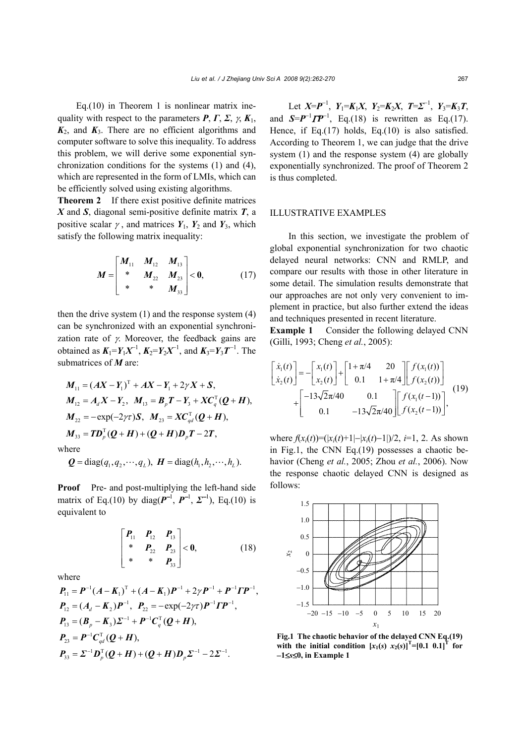Eq.(10) in Theorem 1 is nonlinear matrix inequality with respect to the parameters $\boldsymbol{P}$, $\boldsymbol{\Gamma}$, $\boldsymbol{\Sigma}$, $\gamma$, $\boldsymbol{K}_1$, $\boldsymbol{K}_2$, and $\boldsymbol{K}_3$. There are no efficient algorithms and computer software to solve this inequality. To address this problem, we will derive some exponential synchronization conditions for the systems (1) and (4), which are represented in the form of LMIs, which can be efficiently solved using existing algorithms.

**Theorem 2** If there exist positive definite matrices $\boldsymbol{X}$ and $\boldsymbol{S}$, diagonal semi-positive definite matrix $\boldsymbol{T}$, a positive scalar $\gamma$, and matrices $\boldsymbol{Y}_1$, $\boldsymbol{Y}_2$ and $\boldsymbol{Y}_3$, which satisfy the following matrix inequality:

$$\boldsymbol{M}=\begin{bmatrix} \boldsymbol{M}_{11} & \boldsymbol{M}_{12} & \boldsymbol{M}_{13} \\ * & \boldsymbol{M}_{22} & \boldsymbol{M}_{23} \\ * & * & \boldsymbol{M}_{33} \end{bmatrix} < \boldsymbol{0}, \qquad (17)$$

then the drive system (1) and the response system (4) can be synchronized with an exponential synchronization rate of $\gamma$. Moreover, the feedback gains are obtained as $\boldsymbol{K}_1=\boldsymbol{Y}_1\boldsymbol{X}^{-1}$, $\boldsymbol{K}_2=\boldsymbol{Y}_2\boldsymbol{X}^{-1}$, and $\boldsymbol{K}_3=\boldsymbol{Y}_3\boldsymbol{T}^{-1}$. The submatrices of $\boldsymbol{M}$ are:

$$\boldsymbol{M}_{11}=(\boldsymbol{A}\boldsymbol{X}-\boldsymbol{Y}_1)^{\mathrm{T}}+\boldsymbol{A}\boldsymbol{X}-\boldsymbol{Y}_1+2\gamma\boldsymbol{X}+\boldsymbol{S},$$

$$\boldsymbol{M}_{12}=\boldsymbol{A}_d\boldsymbol{X}-\boldsymbol{Y}_2,\ \ \boldsymbol{M}_{13}=\boldsymbol{B}_p\boldsymbol{T}-\boldsymbol{Y}_3+\boldsymbol{X}\boldsymbol{C}_q^{\mathrm{T}}(\boldsymbol{Q}+\boldsymbol{H}),$$

$$\boldsymbol{M}_{22}=-\exp(-2\gamma\tau)\boldsymbol{S},\ \ \boldsymbol{M}_{23}=\boldsymbol{X}\boldsymbol{C}_{qd}^{\mathrm{T}}(\boldsymbol{Q}+\boldsymbol{H}),$$

$$\boldsymbol{M}_{33}=\boldsymbol{T}\boldsymbol{D}_p^{\mathrm{T}}(\boldsymbol{Q}+\boldsymbol{H})+(\boldsymbol{Q}+\boldsymbol{H})\boldsymbol{D}_p\boldsymbol{T}-2\boldsymbol{T},$$

where

$$\boldsymbol{Q}=\mathrm{diag}(q_1,q_2,\cdots,q_L),\ \boldsymbol{H}=\mathrm{diag}(h_1,h_2,\cdots,h_L).$$

**Proof** Pre- and post-multiplying the left-hand side matrix of Eq.(10) by $\mathrm{diag}(\boldsymbol{P}^{-1}, \boldsymbol{P}^{-1}, \boldsymbol{\Sigma}^{-1})$, Eq.(10) is equivalent to

$$\begin{bmatrix} \boldsymbol{P}_{11} & \boldsymbol{P}_{12} & \boldsymbol{P}_{13} \\ * & \boldsymbol{P}_{22} & \boldsymbol{P}_{23} \\ * & * & \boldsymbol{P}_{33} \end{bmatrix} < \boldsymbol{0}, \qquad (18)$$

where

$$\boldsymbol{P}_{11}=\boldsymbol{P}^{-1}(\boldsymbol{A}-\boldsymbol{K}_1)^{\mathrm{T}}+(\boldsymbol{A}-\boldsymbol{K}_1)\boldsymbol{P}^{-1}+2\gamma\boldsymbol{P}^{-1}+\boldsymbol{P}^{-1}\boldsymbol{\Gamma}\boldsymbol{P}^{-1},$$

$$\boldsymbol{P}_{12}=(\boldsymbol{A}_d-\boldsymbol{K}_2)\boldsymbol{P}^{-1},\ \ \boldsymbol{P}_{22}=-\exp(-2\gamma\tau)\boldsymbol{P}^{-1}\boldsymbol{\Gamma}\boldsymbol{P}^{-1},$$

$$\boldsymbol{P}_{13}=(\boldsymbol{B}_p-\boldsymbol{K}_3)\boldsymbol{\Sigma}^{-1}+\boldsymbol{P}^{-1}\boldsymbol{C}_q^{\mathrm{T}}(\boldsymbol{Q}+\boldsymbol{H}),$$

$$\boldsymbol{P}_{23}=\boldsymbol{P}^{-1}\boldsymbol{C}_{qd}^{\mathrm{T}}(\boldsymbol{Q}+\boldsymbol{H}),$$

$$\boldsymbol{P}_{33}=\boldsymbol{\Sigma}^{-1}\boldsymbol{D}_p^{\mathrm{T}}(\boldsymbol{Q}+\boldsymbol{H})+(\boldsymbol{Q}+\boldsymbol{H})\boldsymbol{D}_p\boldsymbol{\Sigma}^{-1}-2\boldsymbol{\Sigma}^{-1}.$$

Let $\boldsymbol{X}=\boldsymbol{P}^{-1}$, $\boldsymbol{Y}_1=\boldsymbol{K}_1\boldsymbol{X}$, $\boldsymbol{Y}_2=\boldsymbol{K}_2\boldsymbol{X}$, $\boldsymbol{T}=\boldsymbol{\Sigma}^{-1}$, $\boldsymbol{Y}_3=\boldsymbol{K}_3\boldsymbol{T}$, and $\boldsymbol{S}=\boldsymbol{P}^{-1}\boldsymbol{\Gamma}\boldsymbol{P}^{-1}$, Eq.(18) is rewritten as Eq.(17). Hence, if Eq.(17) holds, Eq.(10) is also satisfied. According to Theorem 1, we can judge that the drive system (1) and the response system (4) are globally exponentially synchronized. The proof of Theorem 2 is thus completed.

## ILLUSTRATIVE EXAMPLES

In this section, we investigate the problem of global exponential synchronization for two chaotic delayed neural networks: CNN and RMLP, and compare our results with those in other literature in some detail. The simulation results demonstrate that our approaches are not only very convenient to implement in practice, but also further extend the ideas and techniques presented in recent literature.

**Example 1** Consider the following delayed CNN (Gilli, 1993; Cheng *et al.*, 2005):

$$\begin{bmatrix} \dot{x}_1(t) \\ \dot{x}_2(t) \end{bmatrix}=-\begin{bmatrix} x_1(t) \\ x_2(t) \end{bmatrix}+\begin{bmatrix} 1+\pi/4 & 20 \\ 0.1 & 1+\pi/4 \end{bmatrix}\begin{bmatrix} f(x_1(t)) \\ f(x_2(t)) \end{bmatrix}+\begin{bmatrix} -13\sqrt{2}\pi/40 & 0.1 \\ 0.1 & -13\sqrt{2}\pi/40 \end{bmatrix}\begin{bmatrix} f(x_1(t-1)) \\ f(x_2(t-1)) \end{bmatrix}, \qquad (19)$$

where $f(x_i(t))=(|x_i(t)+1|-|x_i(t)-1|)/2$, $i=1, 2$. As shown in Fig.1, the CNN Eq.(19) possesses a chaotic behavior (Cheng *et al.*, 2005; Zhou *et al.*, 2006). Now the response chaotic delayed CNN is designed as follows:

**Fig.1 The chaotic behavior of the delayed CNN Eq.(19) with the initial condition $[x_1(s)\ x_2(s)]^{\mathrm{T}}=[0.1\ 0.1]^{\mathrm{T}}$ for $-1\leq s\leq 0$, in Example 1**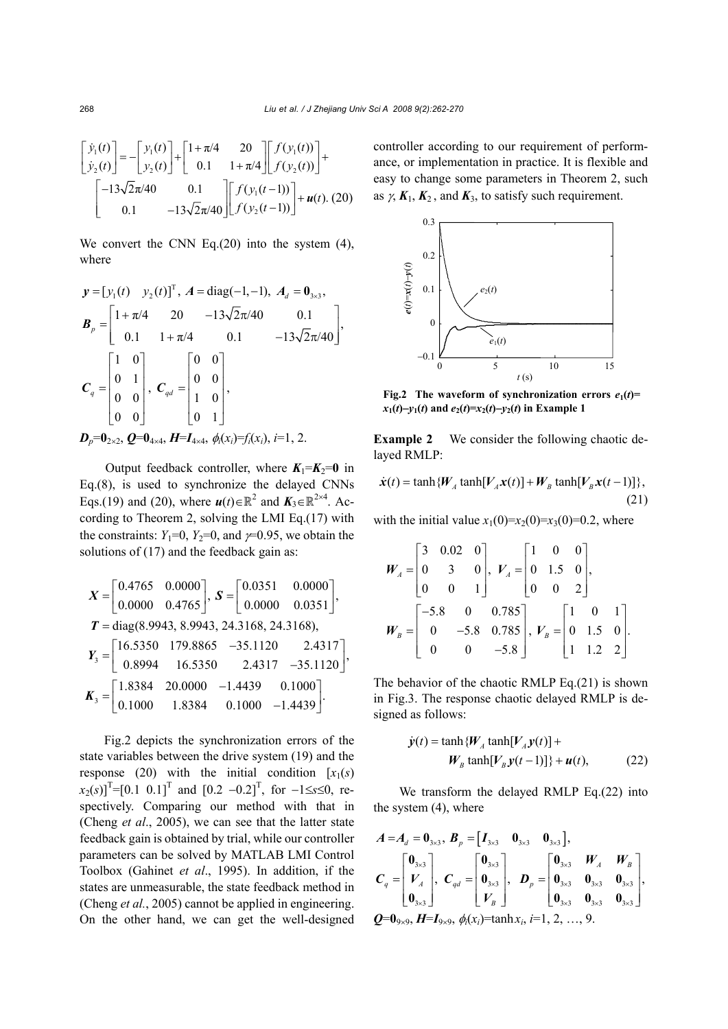$$\begin{bmatrix}\dot{y}_1(t)\\ \dot{y}_2(t)\end{bmatrix} = -\begin{bmatrix}y_1(t)\\ y_2(t)\end{bmatrix} + \begin{bmatrix}1+\pi/4 & 20\\ 0.1 & 1+\pi/4\end{bmatrix}\begin{bmatrix}f(y_1(t))\\ f(y_2(t))\end{bmatrix} + \begin{bmatrix}-13\sqrt{2}\pi/40 & 0.1\\ 0.1 & -13\sqrt{2}\pi/40\end{bmatrix}\begin{bmatrix}f(y_1(t-1))\\ f(y_2(t-1))\end{bmatrix} + \boldsymbol{u}(t). \quad (20)$$

We convert the CNN Eq.(20) into the system (4), where

$$\boldsymbol{y} = [y_1(t) \quad y_2(t)]^{\mathrm{T}},\ \boldsymbol{A} = \mathrm{diag}(-1,-1),\ \boldsymbol{A}_d = \boldsymbol{0}_{3\times 3},$$

$$\boldsymbol{B}_p = \begin{bmatrix}1+\pi/4 & 20 & -13\sqrt{2}\pi/40 & 0.1\\ 0.1 & 1+\pi/4 & 0.1 & -13\sqrt{2}\pi/40\end{bmatrix},$$

$$\boldsymbol{C}_q = \begin{bmatrix}1 & 0\\ 0 & 1\\ 0 & 0\\ 0 & 0\end{bmatrix},\ \boldsymbol{C}_{qd} = \begin{bmatrix}0 & 0\\ 0 & 0\\ 1 & 0\\ 0 & 1\end{bmatrix},$$

$\boldsymbol{D}_p=\boldsymbol{0}_{2\times 2}$, $\boldsymbol{Q}=\boldsymbol{0}_{4\times 4}$, $\boldsymbol{H}=\boldsymbol{I}_{4\times 4}$, $\phi_i(x_i)=f_i(x_i)$, $i$=1, 2.

Output feedback controller, where $\boldsymbol{K}_1=\boldsymbol{K}_2=\boldsymbol{0}$ in Eq.(8), is used to synchronize the delayed CNNs Eqs.(19) and (20), where $\boldsymbol{u}(t)\in\mathbb{R}^2$ and $\boldsymbol{K}_3\in\mathbb{R}^{2\times 4}$. According to Theorem 2, solving the LMI Eq.(17) with the constraints: $Y_1$=0, $Y_2$=0, and $\gamma$=0.95, we obtain the solutions of (17) and the feedback gain as:

$$\boldsymbol{X} = \begin{bmatrix}0.4765 & 0.0000\\ 0.0000 & 0.4765\end{bmatrix},\ \boldsymbol{S} = \begin{bmatrix}0.0351 & 0.0000\\ 0.0000 & 0.0351\end{bmatrix},$$

$$\boldsymbol{T} = \mathrm{diag}(8.9943,\ 8.9943,\ 24.3168,\ 24.3168),$$

$$\boldsymbol{Y}_3 = \begin{bmatrix}16.5350 & 179.8865 & -35.1120 & 2.4317\\ 0.8994 & 16.5350 & 2.4317 & -35.1120\end{bmatrix},$$

$$\boldsymbol{K}_3 = \begin{bmatrix}1.8384 & 20.0000 & -1.4439 & 0.1000\\ 0.1000 & 1.8384 & 0.1000 & -1.4439\end{bmatrix}.$$

Fig.2 depicts the synchronization errors of the state variables between the drive system (19) and the response (20) with the initial condition $[x_1(s)\ x_2(s)]^{\mathrm{T}}=[0.1\ 0.1]^{\mathrm{T}}$ and $[0.2\ -0.2]^{\mathrm{T}}$, for $-1\le s\le 0$, respectively. Comparing our method with that in (Cheng *et al*., 2005), we can see that the latter state feedback gain is obtained by trial, while our controller parameters can be solved by MATLAB LMI Control Toolbox (Gahinet *et al*., 1995). In addition, if the states are unmeasurable, the state feedback method in (Cheng *et al.*, 2005) cannot be applied in engineering. On the other hand, we can get the well-designed controller according to our requirement of performance, or implementation in practice. It is flexible and easy to change some parameters in Theorem 2, such as $\gamma$, $\boldsymbol{K}_1$, $\boldsymbol{K}_2$, and $\boldsymbol{K}_3$, to satisfy such requirement.

**Fig.2 The waveform of synchronization errors $e_1(t)=x_1(t)-y_1(t)$ and $e_2(t)=x_2(t)-y_2(t)$ in Example 1**

**Example 2** We consider the following chaotic delayed RMLP:

$$\dot{\boldsymbol{x}}(t) = \tanh\{\boldsymbol{W}_A \tanh[\boldsymbol{V}_A\boldsymbol{x}(t)] + \boldsymbol{W}_B\tanh[\boldsymbol{V}_B\boldsymbol{x}(t-1)]\}, \quad (21)$$

with the initial value $x_1(0)=x_2(0)=x_3(0)=0.2$, where

$$\boldsymbol{W}_A = \begin{bmatrix}3 & 0.02 & 0\\ 0 & 3 & 0\\ 0 & 0 & 1\end{bmatrix},\ \boldsymbol{V}_A = \begin{bmatrix}1 & 0 & 0\\ 0 & 1.5 & 0\\ 0 & 0 & 2\end{bmatrix},$$

$$\boldsymbol{W}_B = \begin{bmatrix}-5.8 & 0 & 0.785\\ 0 & -5.8 & 0.785\\ 0 & 0 & -5.8\end{bmatrix},\ \boldsymbol{V}_B = \begin{bmatrix}1 & 0 & 1\\ 0 & 1.5 & 0\\ 1 & 1.2 & 2\end{bmatrix}.$$

The behavior of the chaotic RMLP Eq.(21) is shown in Fig.3. The response chaotic delayed RMLP is designed as follows:

$$\dot{\boldsymbol{y}}(t) = \tanh\{\boldsymbol{W}_A\tanh[\boldsymbol{V}_A\boldsymbol{y}(t)] + \boldsymbol{W}_B\tanh[\boldsymbol{V}_B\boldsymbol{y}(t-1)]\} + \boldsymbol{u}(t), \quad (22)$$

We transform the delayed RMLP Eq.(22) into the system (4), where

$$\boldsymbol{A}=\boldsymbol{A}_d=\boldsymbol{0}_{3\times 3},\ \boldsymbol{B}_p = \begin{bmatrix}\boldsymbol{I}_{3\times 3} & \boldsymbol{0}_{3\times 3} & \boldsymbol{0}_{3\times 3}\end{bmatrix},$$

$$\boldsymbol{C}_q = \begin{bmatrix}\boldsymbol{0}_{3\times 3}\\ \boldsymbol{V}_A\\ \boldsymbol{0}_{3\times 3}\end{bmatrix},\ \boldsymbol{C}_{qd} = \begin{bmatrix}\boldsymbol{0}_{3\times 3}\\ \boldsymbol{0}_{3\times 3}\\ \boldsymbol{V}_B\end{bmatrix},\ \boldsymbol{D}_p = \begin{bmatrix}\boldsymbol{0}_{3\times 3} & \boldsymbol{W}_A & \boldsymbol{W}_B\\ \boldsymbol{0}_{3\times 3} & \boldsymbol{0}_{3\times 3} & \boldsymbol{0}_{3\times 3}\\ \boldsymbol{0}_{3\times 3} & \boldsymbol{0}_{3\times 3} & \boldsymbol{0}_{3\times 3}\end{bmatrix},$$

$\boldsymbol{Q}=\boldsymbol{0}_{9\times 9}$, $\boldsymbol{H}=\boldsymbol{I}_{9\times 9}$, $\phi_i(x_i)=\tanh x_i$, $i$=1, 2, …, 9.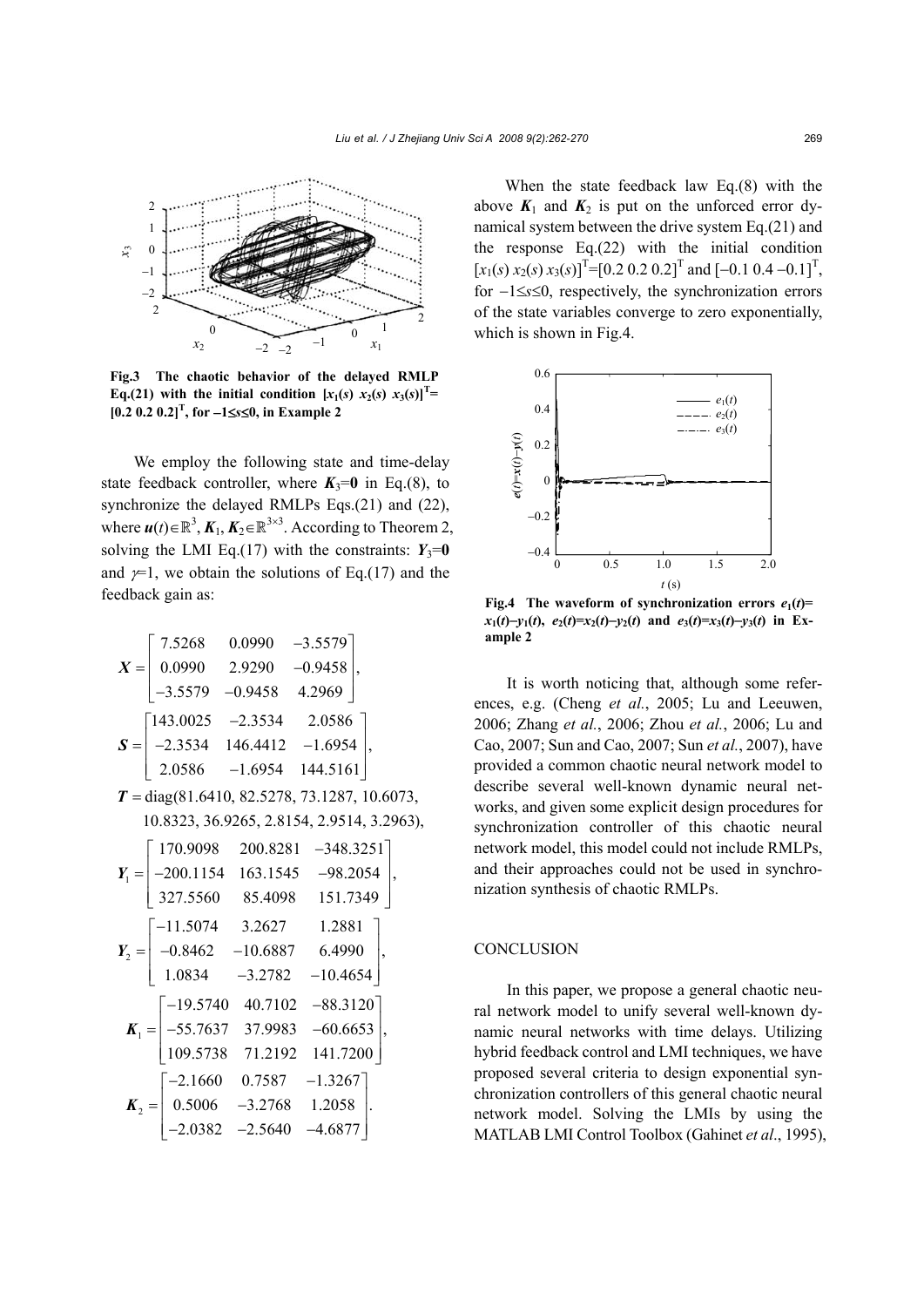**Fig.3 The chaotic behavior of the delayed RMLP Eq.(21) with the initial condition $[x_1(s)\ x_2(s)\ x_3(s)]^{\mathrm{T}}=[0.2\ 0.2\ 0.2]^{\mathrm{T}}$, for $-1\leq s\leq 0$, in Example 2**

We employ the following state and time-delay state feedback controller, where $\boldsymbol{K}_3=\boldsymbol{0}$ in Eq.(8), to synchronize the delayed RMLPs Eqs.(21) and (22), where $\boldsymbol{u}(t)\in\mathbb{R}^3$, $\boldsymbol{K}_1$, $\boldsymbol{K}_2\in\mathbb{R}^{3\times 3}$. According to Theorem 2, solving the LMI Eq.(17) with the constraints: $\boldsymbol{Y}_3=\boldsymbol{0}$ and $\gamma=1$, we obtain the solutions of Eq.(17) and the feedback gain as:

$$\boldsymbol{X}=\begin{bmatrix} 7.5268 & 0.0990 & -3.5579 \\ 0.0990 & 2.9290 & -0.9458 \\ -3.5579 & -0.9458 & 4.2969 \end{bmatrix},$$

$$\boldsymbol{S}=\begin{bmatrix} 143.0025 & -2.3534 & 2.0586 \\ -2.3534 & 146.4412 & -1.6954 \\ 2.0586 & -1.6954 & 144.5161 \end{bmatrix},$$

$$\boldsymbol{T}=\mathrm{diag}(81.6410,\ 82.5278,\ 73.1287,\ 10.6073,\ 10.8323,\ 36.9265,\ 2.8154,\ 2.9514,\ 3.2963),$$

$$\boldsymbol{Y}_1=\begin{bmatrix} 170.9098 & 200.8281 & -348.3251 \\ -200.1154 & 163.1545 & -98.2054 \\ 327.5560 & 85.4098 & 151.7349 \end{bmatrix},$$

$$\boldsymbol{Y}_2=\begin{bmatrix} -11.5074 & 3.2627 & 1.2881 \\ -0.8462 & -10.6887 & 6.4990 \\ 1.0834 & -3.2782 & -10.4654 \end{bmatrix},$$

$$\boldsymbol{K}_1=\begin{bmatrix} -19.5740 & 40.7102 & -88.3120 \\ -55.7637 & 37.9983 & -60.6653 \\ 109.5738 & 71.2192 & 141.7200 \end{bmatrix},$$

$$\boldsymbol{K}_2=\begin{bmatrix} -2.1660 & 0.7587 & -1.3267 \\ 0.5006 & -3.2768 & 1.2058 \\ -2.0382 & -2.5640 & -4.6877 \end{bmatrix}.$$

When the state feedback law Eq.(8) with the above $\boldsymbol{K}_1$ and $\boldsymbol{K}_2$ is put on the unforced error dynamical system between the drive system Eq.(21) and the response Eq.(22) with the initial condition $[x_1(s)\ x_2(s)\ x_3(s)]^{\mathrm{T}}=[0.2\ 0.2\ 0.2]^{\mathrm{T}}$ and $[-0.1\ 0.4\ -0.1]^{\mathrm{T}}$, for $-1\leq s\leq 0$, respectively, the synchronization errors of the state variables converge to zero exponentially, which is shown in Fig.4.

**Fig.4 The waveform of synchronization errors $e_1(t)=x_1(t)-y_1(t)$, $e_2(t)=x_2(t)-y_2(t)$ and $e_3(t)=x_3(t)-y_3(t)$ in Example 2**

It is worth noticing that, although some references, e.g. (Cheng *et al.*, 2005; Lu and Leeuwen, 2006; Zhang *et al.*, 2006; Zhou *et al.*, 2006; Lu and Cao, 2007; Sun and Cao, 2007; Sun *et al.*, 2007), have provided a common chaotic neural network model to describe several well-known dynamic neural networks, and given some explicit design procedures for synchronization controller of this chaotic neural network model, this model could not include RMLPs, and their approaches could not be used in synchronization synthesis of chaotic RMLPs.

## CONCLUSION

In this paper, we propose a general chaotic neural network model to unify several well-known dynamic neural networks with time delays. Utilizing hybrid feedback control and LMI techniques, we have proposed several criteria to design exponential synchronization controllers of this general chaotic neural network model. Solving the LMIs by using the MATLAB LMI Control Toolbox (Gahinet *et al.*, 1995),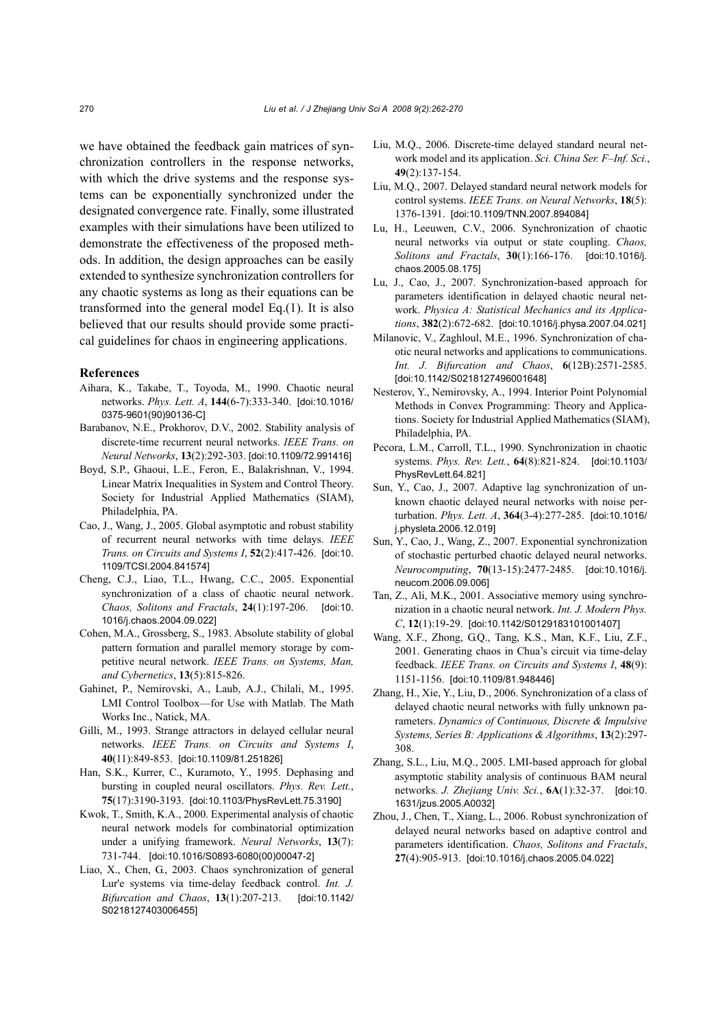we have obtained the feedback gain matrices of synchronization controllers in the response networks, with which the drive systems and the response systems can be exponentially synchronized under the designated convergence rate. Finally, some illustrated examples with their simulations have been utilized to demonstrate the effectiveness of the proposed methods. In addition, the design approaches can be easily extended to synthesize synchronization controllers for any chaotic systems as long as their equations can be transformed into the general model Eq.(1). It is also believed that our results should provide some practical guidelines for chaos in engineering applications.

## References

Aihara, K., Takabe, T., Toyoda, M., 1990. Chaotic neural networks. *Phys. Lett. A*, **144**(6-7):333-340. [doi:10.1016/0375-9601(90)90136-C]

Barabanov, N.E., Prokhorov, D.V., 2002. Stability analysis of discrete-time recurrent neural networks. *IEEE Trans. on Neural Networks*, **13**(2):292-303. [doi:10.1109/72.991416]

Boyd, S.P., Ghaoui, L.E., Feron, E., Balakrishnan, V., 1994. Linear Matrix Inequalities in System and Control Theory. Society for Industrial Applied Mathematics (SIAM), Philadelphia, PA.

Cao, J., Wang, J., 2005. Global asymptotic and robust stability of recurrent neural networks with time delays. *IEEE Trans. on Circuits and Systems I*, **52**(2):417-426. [doi:10.1109/TCSI.2004.841574]

Cheng, C.J., Liao, T.L., Hwang, C.C., 2005. Exponential synchronization of a class of chaotic neural network. *Chaos, Solitons and Fractals*, **24**(1):197-206. [doi:10.1016/j.chaos.2004.09.022]

Cohen, M.A., Grossberg, S., 1983. Absolute stability of global pattern formation and parallel memory storage by competitive neural network. *IEEE Trans. on Systems, Man, and Cybernetics*, **13**(5):815-826.

Gahinet, P., Nemirovski, A., Laub, A.J., Chilali, M., 1995. LMI Control Toolbox—for Use with Matlab. The Math Works Inc., Natick, MA.

Gilli, M., 1993. Strange attractors in delayed cellular neural networks. *IEEE Trans. on Circuits and Systems I*, **40**(11):849-853. [doi:10.1109/81.251826]

Han, S.K., Kurrer, C., Kuramoto, Y., 1995. Dephasing and bursting in coupled neural oscillators. *Phys. Rev. Lett.*, **75**(17):3190-3193. [doi:10.1103/PhysRevLett.75.3190]

Kwok, T., Smith, K.A., 2000. Experimental analysis of chaotic neural network models for combinatorial optimization under a unifying framework. *Neural Networks*, **13**(7):731-744. [doi:10.1016/S0893-6080(00)00047-2]

Liao, X., Chen, G., 2003. Chaos synchronization of general Lur'e systems via time-delay feedback control. *Int. J. Bifurcation and Chaos*, **13**(1):207-213. [doi:10.1142/S0218127403006455]

Liu, M.Q., 2006. Discrete-time delayed standard neural network model and its application. *Sci. China Ser. F–Inf. Sci.*, **49**(2):137-154.

Liu, M.Q., 2007. Delayed standard neural network models for control systems. *IEEE Trans. on Neural Networks*, **18**(5):1376-1391. [doi:10.1109/TNN.2007.894084]

Lu, H., Leeuwen, C.V., 2006. Synchronization of chaotic neural networks via output or state coupling. *Chaos, Solitons and Fractals*, **30**(1):166-176. [doi:10.1016/j.chaos.2005.08.175]

Lu, J., Cao, J., 2007. Synchronization-based approach for parameters identification in delayed chaotic neural network. *Physica A: Statistical Mechanics and its Applications*, **382**(2):672-682. [doi:10.1016/j.physa.2007.04.021]

Milanovic, V., Zaghloul, M.E., 1996. Synchronization of chaotic neural networks and applications to communications. *Int. J. Bifurcation and Chaos*, **6**(12B):2571-2585. [doi:10.1142/S0218127496001648]

Nesterov, Y., Nemirovsky, A., 1994. Interior Point Polynomial Methods in Convex Programming: Theory and Applications. Society for Industrial Applied Mathematics (SIAM), Philadelphia, PA.

Pecora, L.M., Carroll, T.L., 1990. Synchronization in chaotic systems. *Phys. Rev. Lett.*, **64**(8):821-824. [doi:10.1103/PhysRevLett.64.821]

Sun, Y., Cao, J., 2007. Adaptive lag synchronization of unknown chaotic delayed neural networks with noise perturbation. *Phys. Lett. A*, **364**(3-4):277-285. [doi:10.1016/j.physleta.2006.12.019]

Sun, Y., Cao, J., Wang, Z., 2007. Exponential synchronization of stochastic perturbed chaotic delayed neural networks. *Neurocomputing*, **70**(13-15):2477-2485. [doi:10.1016/j.neucom.2006.09.006]

Tan, Z., Ali, M.K., 2001. Associative memory using synchronization in a chaotic neural network. *Int. J. Modern Phys. C*, **12**(1):19-29. [doi:10.1142/S0129183101001407]

Wang, X.F., Zhong, G.Q., Tang, K.S., Man, K.F., Liu, Z.F., 2001. Generating chaos in Chua's circuit via time-delay feedback. *IEEE Trans. on Circuits and Systems I*, **48**(9):1151-1156. [doi:10.1109/81.948446]

Zhang, H., Xie, Y., Liu, D., 2006. Synchronization of a class of delayed chaotic neural networks with fully unknown parameters. *Dynamics of Continuous, Discrete & Impulsive Systems, Series B: Applications & Algorithms*, **13**(2):297-308.

Zhang, S.L., Liu, M.Q., 2005. LMI-based approach for global asymptotic stability analysis of continuous BAM neural networks. *J. Zhejiang Univ. Sci.*, **6A**(1):32-37. [doi:10.1631/jzus.2005.A0032]

Zhou, J., Chen, T., Xiang, L., 2006. Robust synchronization of delayed neural networks based on adaptive control and parameters identification. *Chaos, Solitons and Fractals*, **27**(4):905-913. [doi:10.1016/j.chaos.2005.04.022]